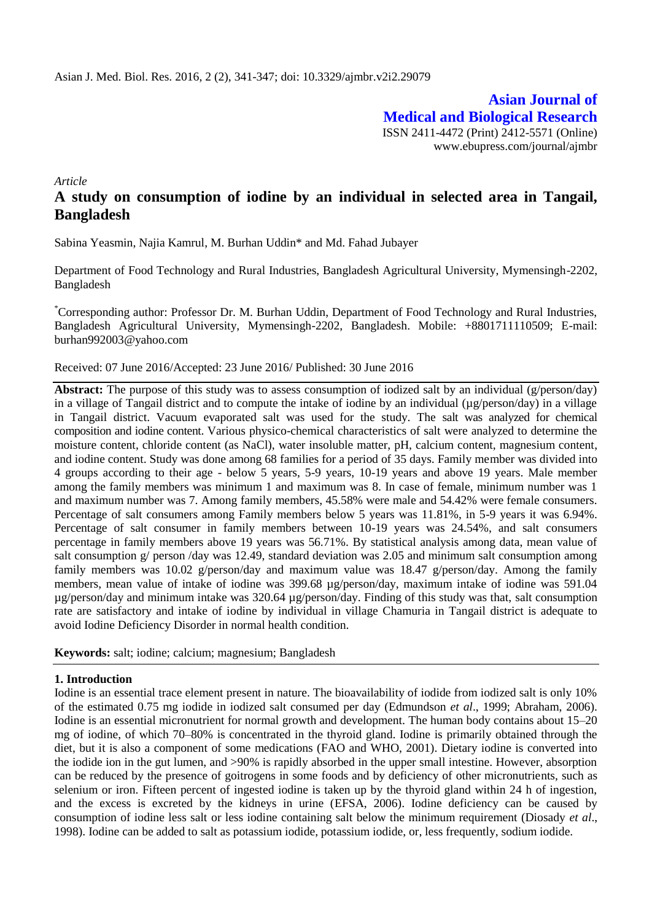Asian J. Med. Biol. Res. 2016, 2 (2), 341-347; doi: 10.3329/ajmbr.v2i2.29079

**Asian Journal of Medical and Biological Research**

ISSN 2411-4472 (Print) 2412-5571 (Online)
www.ebupress.com/journal/ajmbr

*Article*

# A study on consumption of iodine by an individual in selected area in Tangail, Bangladesh

Sabina Yeasmin, Najia Kamrul, M. Burhan Uddin* and Md. Fahad Jubayer

Department of Food Technology and Rural Industries, Bangladesh Agricultural University, Mymensingh-2202, Bangladesh

*Corresponding author: Professor Dr. M. Burhan Uddin, Department of Food Technology and Rural Industries, Bangladesh Agricultural University, Mymensingh-2202, Bangladesh. Mobile: +8801711110509; E-mail: burhan992003@yahoo.com

Received: 07 June 2016/Accepted: 23 June 2016/ Published: 30 June 2016

**Abstract:** The purpose of this study was to assess consumption of iodized salt by an individual (g/person/day) in a village of Tangail district and to compute the intake of iodine by an individual (µg/person/day) in a village in Tangail district. Vacuum evaporated salt was used for the study. The salt was analyzed for chemical composition and iodine content. Various physico-chemical characteristics of salt were analyzed to determine the moisture content, chloride content (as NaCl), water insoluble matter, pH, calcium content, magnesium content, and iodine content. Study was done among 68 families for a period of 35 days. Family member was divided into 4 groups according to their age - below 5 years, 5-9 years, 10-19 years and above 19 years. Male member among the family members was minimum 1 and maximum was 8. In case of female, minimum number was 1 and maximum number was 7. Among family members, 45.58% were male and 54.42% were female consumers. Percentage of salt consumers among Family members below 5 years was 11.81%, in 5-9 years it was 6.94%. Percentage of salt consumer in family members between 10-19 years was 24.54%, and salt consumers percentage in family members above 19 years was 56.71%. By statistical analysis among data, mean value of salt consumption g/ person /day was 12.49, standard deviation was 2.05 and minimum salt consumption among family members was 10.02 g/person/day and maximum value was 18.47 g/person/day. Among the family members, mean value of intake of iodine was 399.68 µg/person/day, maximum intake of iodine was 591.04 µg/person/day and minimum intake was 320.64 µg/person/day. Finding of this study was that, salt consumption rate are satisfactory and intake of iodine by individual in village Chamuria in Tangail district is adequate to avoid Iodine Deficiency Disorder in normal health condition.

**Keywords:** salt; iodine; calcium; magnesium; Bangladesh

## 1. Introduction

Iodine is an essential trace element present in nature. The bioavailability of iodide from iodized salt is only 10% of the estimated 0.75 mg iodide in iodized salt consumed per day (Edmundson *et al*., 1999; Abraham, 2006). Iodine is an essential micronutrient for normal growth and development. The human body contains about 15–20 mg of iodine, of which 70–80% is concentrated in the thyroid gland. Iodine is primarily obtained through the diet, but it is also a component of some medications (FAO and WHO, 2001). Dietary iodine is converted into the iodide ion in the gut lumen, and >90% is rapidly absorbed in the upper small intestine. However, absorption can be reduced by the presence of goitrogens in some foods and by deficiency of other micronutrients, such as selenium or iron. Fifteen percent of ingested iodine is taken up by the thyroid gland within 24 h of ingestion, and the excess is excreted by the kidneys in urine (EFSA, 2006). Iodine deficiency can be caused by consumption of iodine less salt or less iodine containing salt below the minimum requirement (Diosady *et al*., 1998). Iodine can be added to salt as potassium iodide, potassium iodide, or, less frequently, sodium iodide.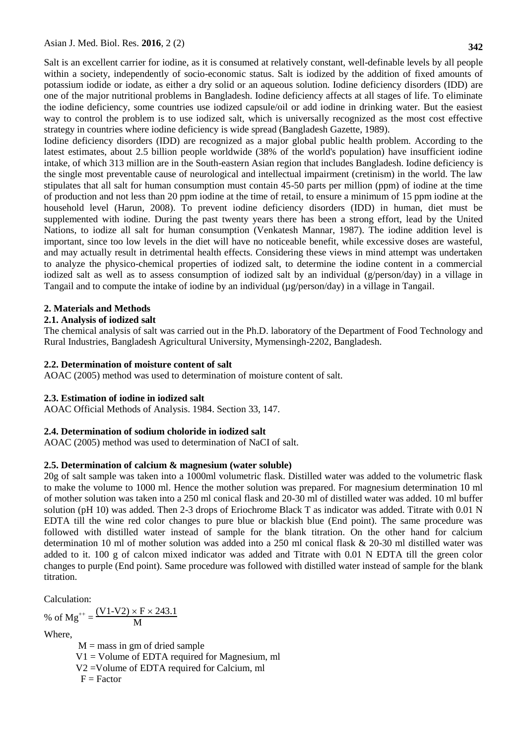Salt is an excellent carrier for iodine, as it is consumed at relatively constant, well-definable levels by all people within a society, independently of socio-economic status. Salt is iodized by the addition of fixed amounts of potassium iodide or iodate, as either a dry solid or an aqueous solution. Iodine deficiency disorders (IDD) are one of the major nutritional problems in Bangladesh. Iodine deficiency affects at all stages of life. To eliminate the iodine deficiency, some countries use iodized capsule/oil or add iodine in drinking water. But the easiest way to control the problem is to use iodized salt, which is universally recognized as the most cost effective strategy in countries where iodine deficiency is wide spread (Bangladesh Gazette, 1989).

Iodine deficiency disorders (IDD) are recognized as a major global public health problem. According to the latest estimates, about 2.5 billion people worldwide (38% of the world's population) have insufficient iodine intake, of which 313 million are in the South-eastern Asian region that includes Bangladesh. Iodine deficiency is the single most preventable cause of neurological and intellectual impairment (cretinism) in the world. The law stipulates that all salt for human consumption must contain 45-50 parts per million (ppm) of iodine at the time of production and not less than 20 ppm iodine at the time of retail, to ensure a minimum of 15 ppm iodine at the household level (Harun, 2008). To prevent iodine deficiency disorders (IDD) in human, diet must be supplemented with iodine. During the past twenty years there has been a strong effort, lead by the United Nations, to iodize all salt for human consumption (Venkatesh Mannar, 1987). The iodine addition level is important, since too low levels in the diet will have no noticeable benefit, while excessive doses are wasteful, and may actually result in detrimental health effects. Considering these views in mind attempt was undertaken to analyze the physico-chemical properties of iodized salt, to determine the iodine content in a commercial iodized salt as well as to assess consumption of iodized salt by an individual (g/person/day) in a village in Tangail and to compute the intake of iodine by an individual (µg/person/day) in a village in Tangail.

## 2. Materials and Methods

### 2.1. Analysis of iodized salt

The chemical analysis of salt was carried out in the Ph.D. laboratory of the Department of Food Technology and Rural Industries, Bangladesh Agricultural University, Mymensingh-2202, Bangladesh.

### 2.2. Determination of moisture content of salt

AOAC (2005) method was used to determination of moisture content of salt.

### 2.3. Estimation of iodine in iodized salt

AOAC Official Methods of Analysis. 1984. Section 33, 147.

### 2.4. Determination of sodium choloride in iodized salt

AOAC (2005) method was used to determination of NaCI of salt.

### 2.5. Determination of calcium & magnesium (water soluble)

20g of salt sample was taken into a 1000ml volumetric flask. Distilled water was added to the volumetric flask to make the volume to 1000 ml. Hence the mother solution was prepared. For magnesium determination 10 ml of mother solution was taken into a 250 ml conical flask and 20-30 ml of distilled water was added. 10 ml buffer solution (pH 10) was added. Then 2-3 drops of Eriochrome Black T as indicator was added. Titrate with 0.01 N EDTA till the wine red color changes to pure blue or blackish blue (End point). The same procedure was followed with distilled water instead of sample for the blank titration. On the other hand for calcium determination 10 ml of mother solution was added into a 250 ml conical flask & 20-30 ml distilled water was added to it. 100 g of calcon mixed indicator was added and Titrate with 0.01 N EDTA till the green color changes to purple (End point). Same procedure was followed with distilled water instead of sample for the blank titration.

Calculation:

$$\% \text{ of } Mg^{++} = \frac{(V1\text{-}V2) \times F \times 243.1}{M}$$

Where,

M = mass in gm of dried sample

V1 = Volume of EDTA required for Magnesium, ml

V2 =Volume of EDTA required for Calcium, ml

F = Factor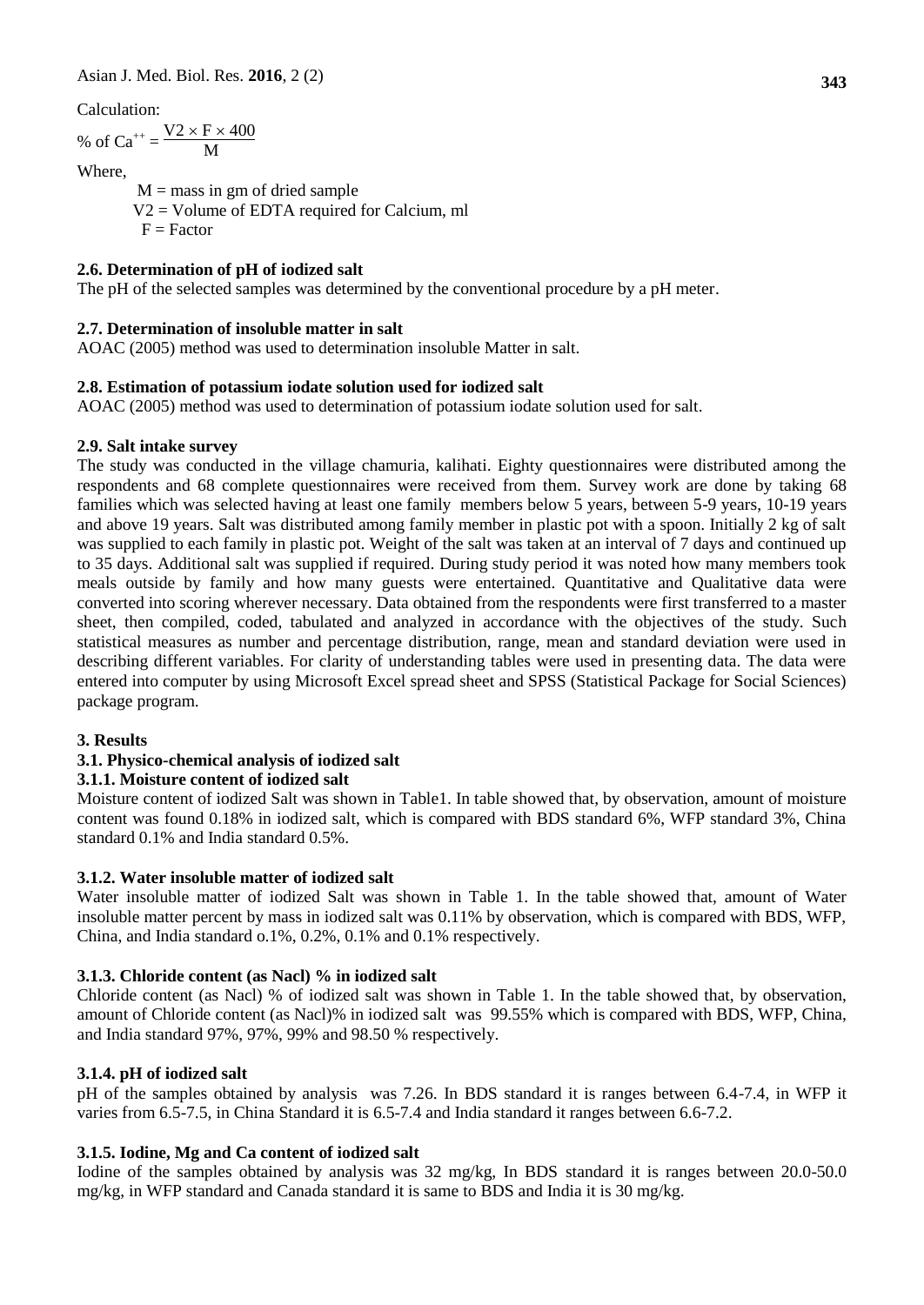Calculation:

$$\% \text{ of } Ca^{++} = \frac{V2 \times F \times 400}{M}$$

Where,

M = mass in gm of dried sample
V2 = Volume of EDTA required for Calcium, ml
F = Factor

### 2.6. Determination of pH of iodized salt

The pH of the selected samples was determined by the conventional procedure by a pH meter.

### 2.7. Determination of insoluble matter in salt

AOAC (2005) method was used to determination insoluble Matter in salt.

### 2.8. Estimation of potassium iodate solution used for iodized salt

AOAC (2005) method was used to determination of potassium iodate solution used for salt.

### 2.9. Salt intake survey

The study was conducted in the village chamuria, kalihati. Eighty questionnaires were distributed among the respondents and 68 complete questionnaires were received from them. Survey work are done by taking 68 families which was selected having at least one family members below 5 years, between 5-9 years, 10-19 years and above 19 years. Salt was distributed among family member in plastic pot with a spoon. Initially 2 kg of salt was supplied to each family in plastic pot. Weight of the salt was taken at an interval of 7 days and continued up to 35 days. Additional salt was supplied if required. During study period it was noted how many members took meals outside by family and how many guests were entertained. Quantitative and Qualitative data were converted into scoring wherever necessary. Data obtained from the respondents were first transferred to a master sheet, then compiled, coded, tabulated and analyzed in accordance with the objectives of the study. Such statistical measures as number and percentage distribution, range, mean and standard deviation were used in describing different variables. For clarity of understanding tables were used in presenting data. The data were entered into computer by using Microsoft Excel spread sheet and SPSS (Statistical Package for Social Sciences) package program.

## 3. Results

### 3.1. Physico-chemical analysis of iodized salt

#### 3.1.1. Moisture content of iodized salt

Moisture content of iodized Salt was shown in Table1. In table showed that, by observation, amount of moisture content was found 0.18% in iodized salt, which is compared with BDS standard 6%, WFP standard 3%, China standard 0.1% and India standard 0.5%.

#### 3.1.2. Water insoluble matter of iodized salt

Water insoluble matter of iodized Salt was shown in Table 1. In the table showed that, amount of Water insoluble matter percent by mass in iodized salt was 0.11% by observation, which is compared with BDS, WFP, China, and India standard o.1%, 0.2%, 0.1% and 0.1% respectively.

#### 3.1.3. Chloride content (as Nacl) % in iodized salt

Chloride content (as Nacl) % of iodized salt was shown in Table 1. In the table showed that, by observation, amount of Chloride content (as Nacl)% in iodized salt was 99.55% which is compared with BDS, WFP, China, and India standard 97%, 97%, 99% and 98.50 % respectively.

#### 3.1.4. pH of iodized salt

pH of the samples obtained by analysis was 7.26. In BDS standard it is ranges between 6.4-7.4, in WFP it varies from 6.5-7.5, in China Standard it is 6.5-7.4 and India standard it ranges between 6.6-7.2.

#### 3.1.5. Iodine, Mg and Ca content of iodized salt

Iodine of the samples obtained by analysis was 32 mg/kg, In BDS standard it is ranges between 20.0-50.0 mg/kg, in WFP standard and Canada standard it is same to BDS and India it is 30 mg/kg.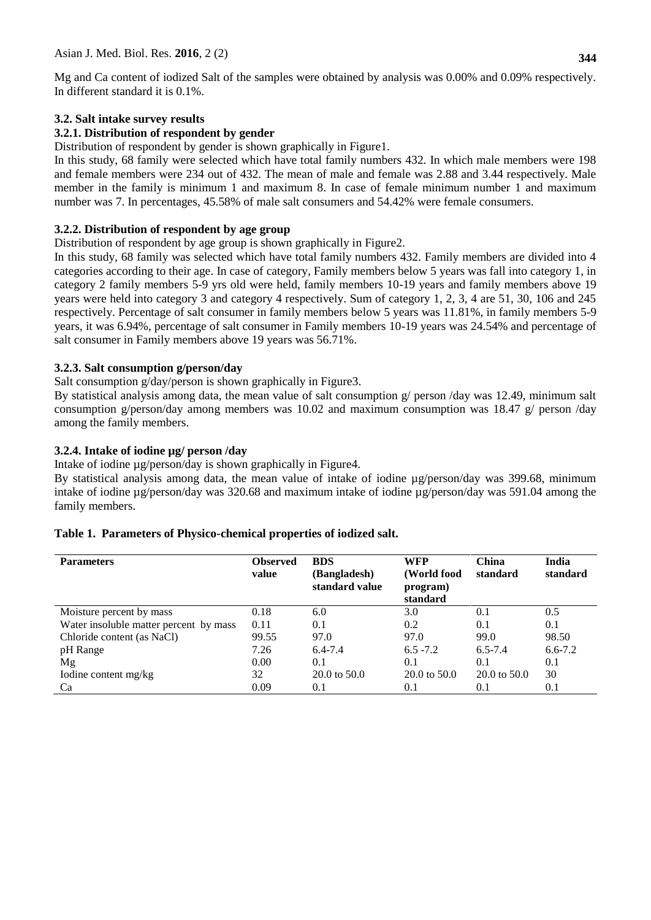Mg and Ca content of iodized Salt of the samples were obtained by analysis was 0.00% and 0.09% respectively. In different standard it is 0.1%.

### 3.2. Salt intake survey results

#### 3.2.1. Distribution of respondent by gender

Distribution of respondent by gender is shown graphically in Figure1.

In this study, 68 family were selected which have total family numbers 432. In which male members were 198 and female members were 234 out of 432. The mean of male and female was 2.88 and 3.44 respectively. Male member in the family is minimum 1 and maximum 8. In case of female minimum number 1 and maximum number was 7. In percentages, 45.58% of male salt consumers and 54.42% were female consumers.

#### 3.2.2. Distribution of respondent by age group

Distribution of respondent by age group is shown graphically in Figure2.

In this study, 68 family was selected which have total family numbers 432. Family members are divided into 4 categories according to their age. In case of category, Family members below 5 years was fall into category 1, in category 2 family members 5-9 yrs old were held, family members 10-19 years and family members above 19 years were held into category 3 and category 4 respectively. Sum of category 1, 2, 3, 4 are 51, 30, 106 and 245 respectively. Percentage of salt consumer in family members below 5 years was 11.81%, in family members 5-9 years, it was 6.94%, percentage of salt consumer in Family members 10-19 years was 24.54% and percentage of salt consumer in Family members above 19 years was 56.71%.

#### 3.2.3. Salt consumption g/person/day

Salt consumption g/day/person is shown graphically in Figure3.

By statistical analysis among data, the mean value of salt consumption g/ person /day was 12.49, minimum salt consumption g/person/day among members was 10.02 and maximum consumption was 18.47 g/ person /day among the family members.

#### 3.2.4. Intake of iodine µg/ person /day

Intake of iodine µg/person/day is shown graphically in Figure4.

By statistical analysis among data, the mean value of intake of iodine µg/person/day was 399.68, minimum intake of iodine µg/person/day was 320.68 and maximum intake of iodine µg/person/day was 591.04 among the family members.

**Table 1. Parameters of Physico-chemical properties of iodized salt.**

| Parameters | Observed value | BDS (Bangladesh) standard value | WFP (World food program) standard | China standard | India standard |
|---|---|---|---|---|---|
| Moisture percent by mass | 0.18 | 6.0 | 3.0 | 0.1 | 0.5 |
| Water insoluble matter percent by mass | 0.11 | 0.1 | 0.2 | 0.1 | 0.1 |
| Chloride content (as NaCl) | 99.55 | 97.0 | 97.0 | 99.0 | 98.50 |
| pH Range | 7.26 | 6.4-7.4 | 6.5 -7.2 | 6.5-7.4 | 6.6-7.2 |
| Mg | 0.00 | 0.1 | 0.1 | 0.1 | 0.1 |
| Iodine content mg/kg | 32 | 20.0 to 50.0 | 20.0 to 50.0 | 20.0 to 50.0 | 30 |
| Ca | 0.09 | 0.1 | 0.1 | 0.1 | 0.1 |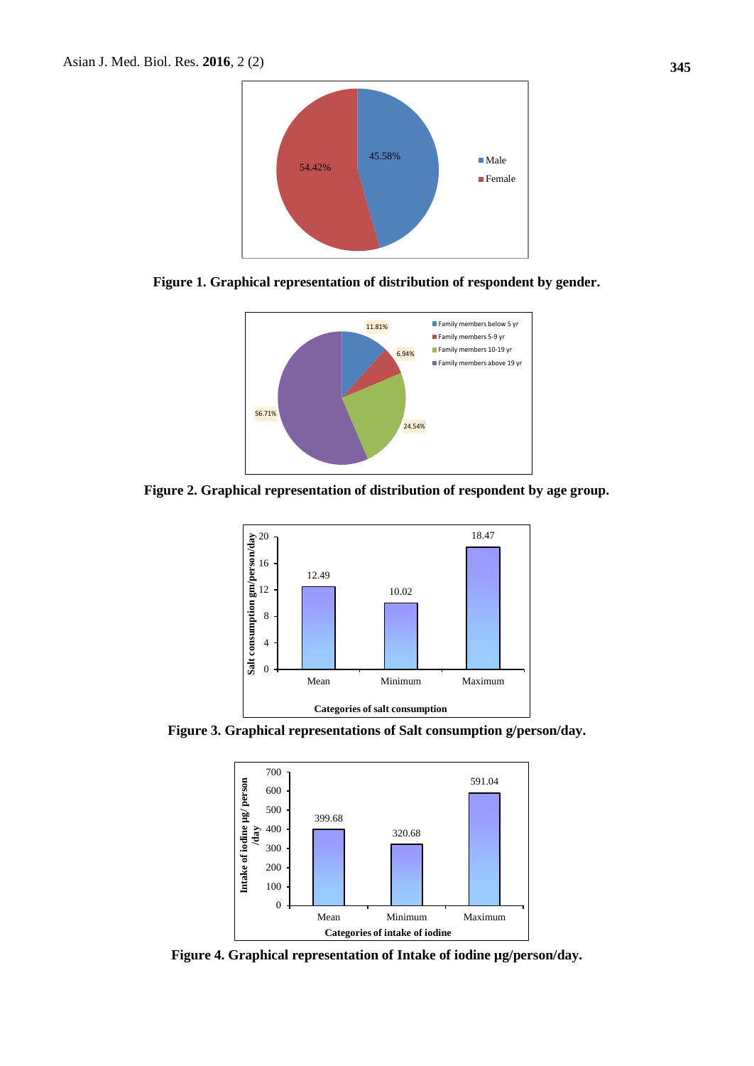Figure 1. Graphical representation of distribution of respondent by gender.

Figure 2. Graphical representation of distribution of respondent by age group.

Figure 3. Graphical representations of Salt consumption g/person/day.

Figure 4. Graphical representation of Intake of iodine µg/person/day.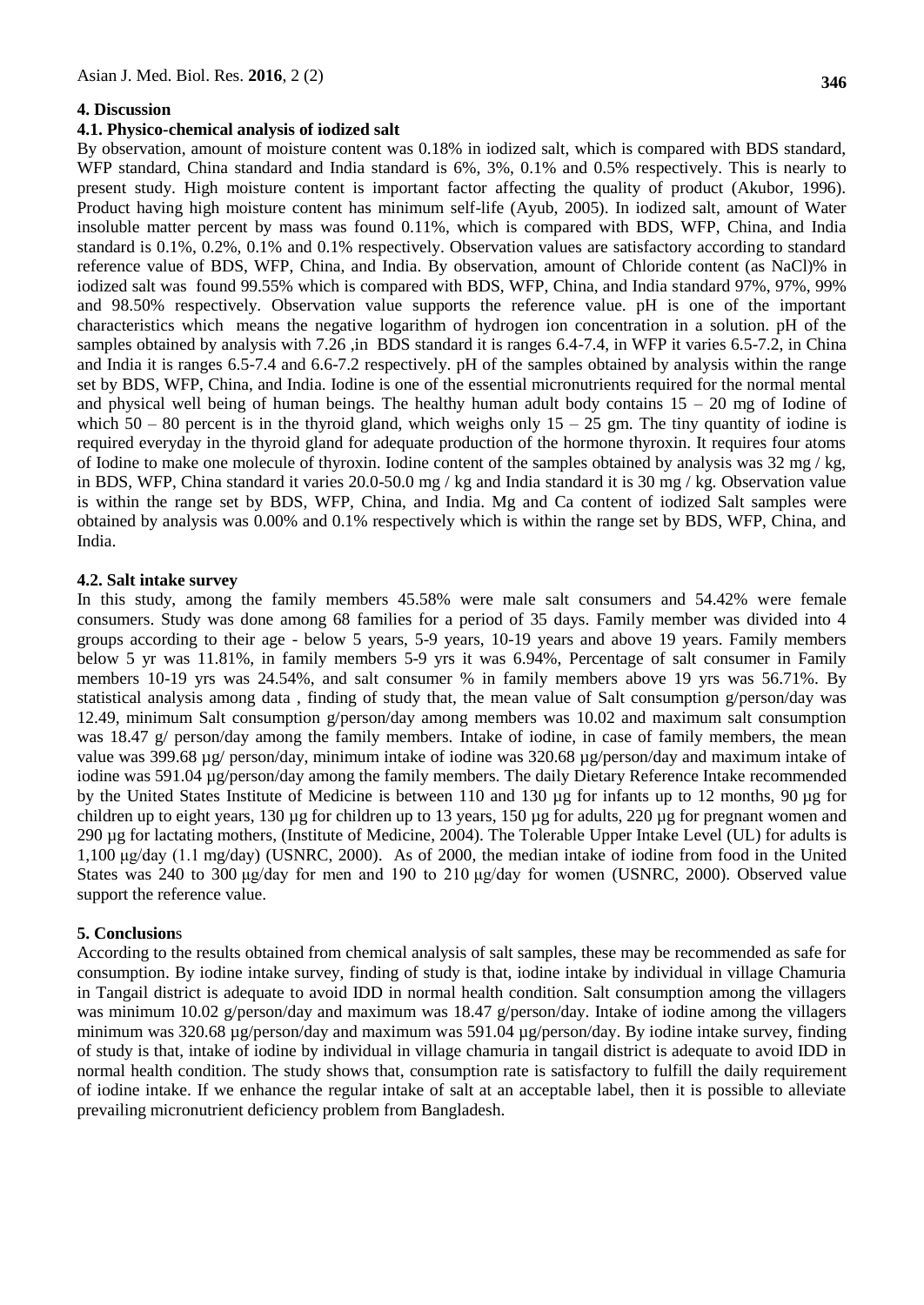## 4. Discussion

### 4.1. Physico-chemical analysis of iodized salt

By observation, amount of moisture content was 0.18% in iodized salt, which is compared with BDS standard, WFP standard, China standard and India standard is 6%, 3%, 0.1% and 0.5% respectively. This is nearly to present study. High moisture content is important factor affecting the quality of product (Akubor, 1996). Product having high moisture content has minimum self-life (Ayub, 2005). In iodized salt, amount of Water insoluble matter percent by mass was found 0.11%, which is compared with BDS, WFP, China, and India standard is 0.1%, 0.2%, 0.1% and 0.1% respectively. Observation values are satisfactory according to standard reference value of BDS, WFP, China, and India. By observation, amount of Chloride content (as NaCl)% in iodized salt was found 99.55% which is compared with BDS, WFP, China, and India standard 97%, 97%, 99% and 98.50% respectively. Observation value supports the reference value. pH is one of the important characteristics which means the negative logarithm of hydrogen ion concentration in a solution. pH of the samples obtained by analysis with 7.26 ,in BDS standard it is ranges 6.4-7.4, in WFP it varies 6.5-7.2, in China and India it is ranges 6.5-7.4 and 6.6-7.2 respectively. pH of the samples obtained by analysis within the range set by BDS, WFP, China, and India. Iodine is one of the essential micronutrients required for the normal mental and physical well being of human beings. The healthy human adult body contains 15 – 20 mg of Iodine of which 50 – 80 percent is in the thyroid gland, which weighs only 15 – 25 gm. The tiny quantity of iodine is required everyday in the thyroid gland for adequate production of the hormone thyroxin. It requires four atoms of Iodine to make one molecule of thyroxin. Iodine content of the samples obtained by analysis was 32 mg / kg, in BDS, WFP, China standard it varies 20.0-50.0 mg / kg and India standard it is 30 mg / kg. Observation value is within the range set by BDS, WFP, China, and India. Mg and Ca content of iodized Salt samples were obtained by analysis was 0.00% and 0.1% respectively which is within the range set by BDS, WFP, China, and India.

### 4.2. Salt intake survey

In this study, among the family members 45.58% were male salt consumers and 54.42% were female consumers. Study was done among 68 families for a period of 35 days. Family member was divided into 4 groups according to their age - below 5 years, 5-9 years, 10-19 years and above 19 years. Family members below 5 yr was 11.81%, in family members 5-9 yrs it was 6.94%, Percentage of salt consumer in Family members 10-19 yrs was 24.54%, and salt consumer % in family members above 19 yrs was 56.71%. By statistical analysis among data , finding of study that, the mean value of Salt consumption g/person/day was 12.49, minimum Salt consumption g/person/day among members was 10.02 and maximum salt consumption was 18.47 g/ person/day among the family members. Intake of iodine, in case of family members, the mean value was 399.68 µg/ person/day, minimum intake of iodine was 320.68 µg/person/day and maximum intake of iodine was 591.04 µg/person/day among the family members. The daily Dietary Reference Intake recommended by the United States Institute of Medicine is between 110 and 130 µg for infants up to 12 months, 90 µg for children up to eight years, 130 µg for children up to 13 years, 150 µg for adults, 220 µg for pregnant women and 290 µg for lactating mothers, (Institute of Medicine, 2004). The Tolerable Upper Intake Level (UL) for adults is 1,100 μg/day (1.1 mg/day) (USNRC, 2000). As of 2000, the median intake of iodine from food in the United States was 240 to 300 μg/day for men and 190 to 210 μg/day for women (USNRC, 2000). Observed value support the reference value.

## 5. Conclusions

According to the results obtained from chemical analysis of salt samples, these may be recommended as safe for consumption. By iodine intake survey, finding of study is that, iodine intake by individual in village Chamuria in Tangail district is adequate to avoid IDD in normal health condition. Salt consumption among the villagers was minimum 10.02 g/person/day and maximum was 18.47 g/person/day. Intake of iodine among the villagers minimum was 320.68 µg/person/day and maximum was 591.04 µg/person/day. By iodine intake survey, finding of study is that, intake of iodine by individual in village chamuria in tangail district is adequate to avoid IDD in normal health condition. The study shows that, consumption rate is satisfactory to fulfill the daily requirement of iodine intake. If we enhance the regular intake of salt at an acceptable label, then it is possible to alleviate prevailing micronutrient deficiency problem from Bangladesh.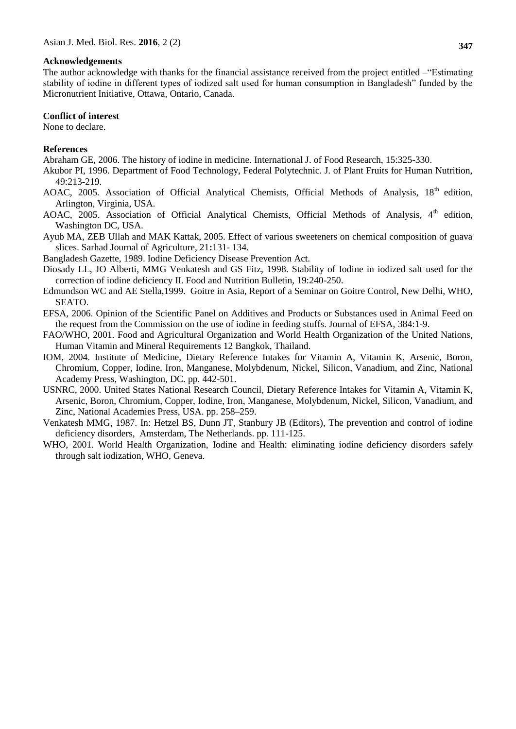## Acknowledgements

The author acknowledge with thanks for the financial assistance received from the project entitled –"Estimating stability of iodine in different types of iodized salt used for human consumption in Bangladesh" funded by the Micronutrient Initiative, Ottawa, Ontario, Canada.

## Conflict of interest

None to declare.

## References

Abraham GE, 2006. The history of iodine in medicine. International J. of Food Research, 15:325-330.

Akubor PI, 1996. Department of Food Technology, Federal Polytechnic. J. of Plant Fruits for Human Nutrition, 49:213-219.

AOAC, 2005. Association of Official Analytical Chemists, Official Methods of Analysis, 18th edition, Arlington, Virginia, USA.

AOAC, 2005. Association of Official Analytical Chemists, Official Methods of Analysis, 4th edition, Washington DC, USA.

Ayub MA, ZEB Ullah and MAK Kattak, 2005. Effect of various sweeteners on chemical composition of guava slices. Sarhad Journal of Agriculture, 21**:**131- 134.

Bangladesh Gazette, 1989. Iodine Deficiency Disease Prevention Act.

Diosady LL, JO Alberti, MMG Venkatesh and GS Fitz, 1998. Stability of Iodine in iodized salt used for the correction of iodine deficiency II. Food and Nutrition Bulletin, 19:240-250.

Edmundson WC and AE Stella,1999. Goitre in Asia, Report of a Seminar on Goitre Control, New Delhi, WHO, SEATO.

EFSA, 2006. Opinion of the Scientific Panel on Additives and Products or Substances used in Animal Feed on the request from the Commission on the use of iodine in feeding stuffs. Journal of EFSA, 384:1-9.

FAO/WHO, 2001. Food and Agricultural Organization and World Health Organization of the United Nations, Human Vitamin and Mineral Requirements 12 Bangkok, Thailand.

IOM, 2004. Institute of Medicine, Dietary Reference Intakes for Vitamin A, Vitamin K, Arsenic, Boron, Chromium, Copper, Iodine, Iron, Manganese, Molybdenum, Nickel, Silicon, Vanadium, and Zinc, National Academy Press, Washington, DC. pp. 442-501.

USNRC, 2000. United States National Research Council, Dietary Reference Intakes for Vitamin A, Vitamin K, Arsenic, Boron, Chromium, Copper, Iodine, Iron, Manganese, Molybdenum, Nickel, Silicon, Vanadium, and Zinc, National Academies Press, USA. pp. 258–259.

Venkatesh MMG, 1987. In: Hetzel BS, Dunn JT, Stanbury JB (Editors), The prevention and control of iodine deficiency disorders, Amsterdam, The Netherlands. pp. 111-125.

WHO, 2001. World Health Organization, Iodine and Health: eliminating iodine deficiency disorders safely through salt iodization, WHO, Geneva.